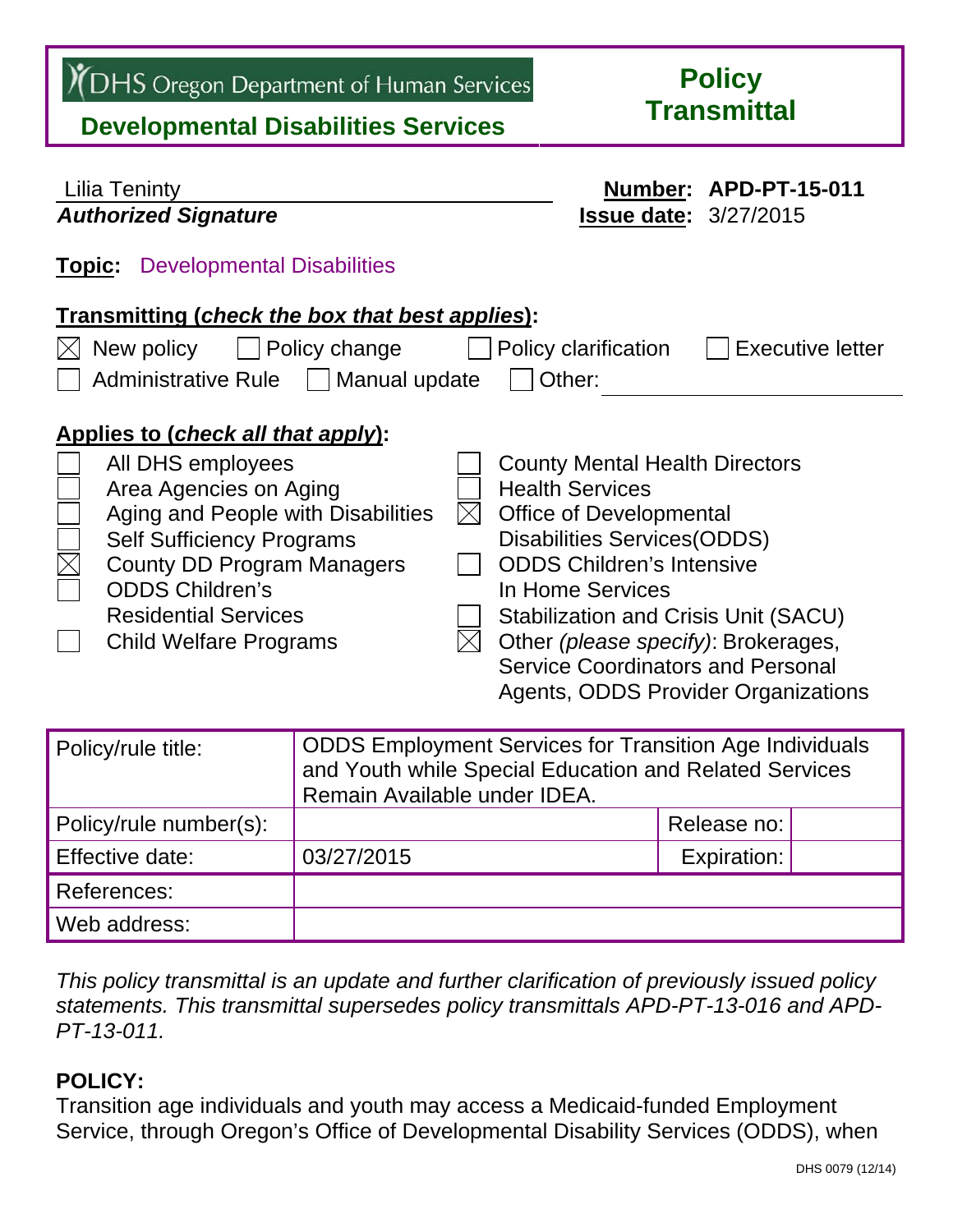DHS Oregon Department of Human Services

**Developmental Disabilities Services**

# Policy Transmittal

Lilia Teninty
***Authorized Signature***

**Number:** APD-PT-15-011
**Issue date:** 3/27/2015

**Topic:** Developmental Disabilities

**Transmitting (*check the box that best applies*):**

- ☒ New policy
- ☐ Policy change
- ☐ Policy clarification
- ☐ Executive letter
- ☐ Administrative Rule
- ☐ Manual update
- ☐ Other:

**Applies to (*check all that apply*):**

- ☐ All DHS employees
- ☐ Area Agencies on Aging
- ☐ Aging and People with Disabilities
- ☐ Self Sufficiency Programs
- ☒ County DD Program Managers
- ☐ ODDS Children's Residential Services
- ☐ Child Welfare Programs
- ☐ County Mental Health Directors
- ☐ Health Services
- ☒ Office of Developmental Disabilities Services(ODDS)
- ☐ ODDS Children's Intensive In Home Services
- ☐ Stabilization and Crisis Unit (SACU)
- ☒ Other *(please specify)*: Brokerages, Service Coordinators and Personal Agents, ODDS Provider Organizations

| Policy/rule title: | ODDS Employment Services for Transition Age Individuals and Youth while Special Education and Related Services Remain Available under IDEA. | | |
|---|---|---|---|
| Policy/rule number(s): | | Release no: | |
| Effective date: | 03/27/2015 | Expiration: | |
| References: | | | |
| Web address: | | | |

*This policy transmittal is an update and further clarification of previously issued policy statements. This transmittal supersedes policy transmittals APD-PT-13-016 and APD-PT-13-011.*

**POLICY:**

Transition age individuals and youth may access a Medicaid-funded Employment Service, through Oregon's Office of Developmental Disability Services (ODDS), when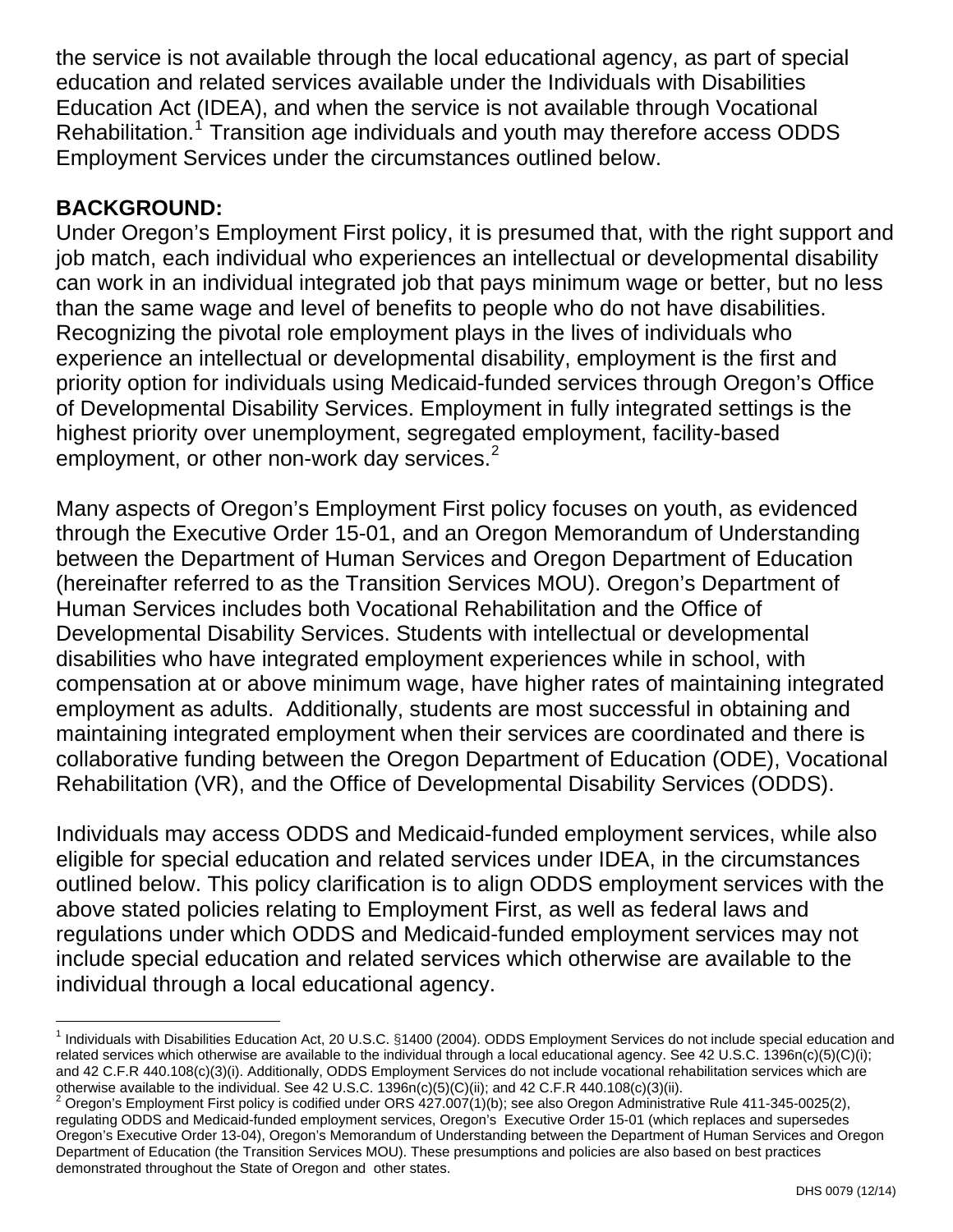the service is not available through the local educational agency, as part of special education and related services available under the Individuals with Disabilities Education Act (IDEA), and when the service is not available through Vocational Rehabilitation.[1] Transition age individuals and youth may therefore access ODDS Employment Services under the circumstances outlined below.

**BACKGROUND:**

Under Oregon's Employment First policy, it is presumed that, with the right support and job match, each individual who experiences an intellectual or developmental disability can work in an individual integrated job that pays minimum wage or better, but no less than the same wage and level of benefits to people who do not have disabilities. Recognizing the pivotal role employment plays in the lives of individuals who experience an intellectual or developmental disability, employment is the first and priority option for individuals using Medicaid-funded services through Oregon's Office of Developmental Disability Services. Employment in fully integrated settings is the highest priority over unemployment, segregated employment, facility-based employment, or other non-work day services.[2]

Many aspects of Oregon's Employment First policy focuses on youth, as evidenced through the Executive Order 15-01, and an Oregon Memorandum of Understanding between the Department of Human Services and Oregon Department of Education (hereinafter referred to as the Transition Services MOU). Oregon's Department of Human Services includes both Vocational Rehabilitation and the Office of Developmental Disability Services. Students with intellectual or developmental disabilities who have integrated employment experiences while in school, with compensation at or above minimum wage, have higher rates of maintaining integrated employment as adults. Additionally, students are most successful in obtaining and maintaining integrated employment when their services are coordinated and there is collaborative funding between the Oregon Department of Education (ODE), Vocational Rehabilitation (VR), and the Office of Developmental Disability Services (ODDS).

Individuals may access ODDS and Medicaid-funded employment services, while also eligible for special education and related services under IDEA, in the circumstances outlined below. This policy clarification is to align ODDS employment services with the above stated policies relating to Employment First, as well as federal laws and regulations under which ODDS and Medicaid-funded employment services may not include special education and related services which otherwise are available to the individual through a local educational agency.

---

[1] Individuals with Disabilities Education Act, 20 U.S.C. §1400 (2004). ODDS Employment Services do not include special education and related services which otherwise are available to the individual through a local educational agency. See 42 U.S.C. 1396n(c)(5)(C)(i); and 42 C.F.R 440.108(c)(3)(i). Additionally, ODDS Employment Services do not include vocational rehabilitation services which are otherwise available to the individual. See 42 U.S.C. 1396n(c)(5)(C)(ii); and 42 C.F.R 440.108(c)(3)(ii).

[2] Oregon's Employment First policy is codified under ORS 427.007(1)(b); see also Oregon Administrative Rule 411-345-0025(2), regulating ODDS and Medicaid-funded employment services, Oregon's Executive Order 15-01 (which replaces and supersedes Oregon's Executive Order 13-04), Oregon's Memorandum of Understanding between the Department of Human Services and Oregon Department of Education (the Transition Services MOU). These presumptions and policies are also based on best practices demonstrated throughout the State of Oregon and other states.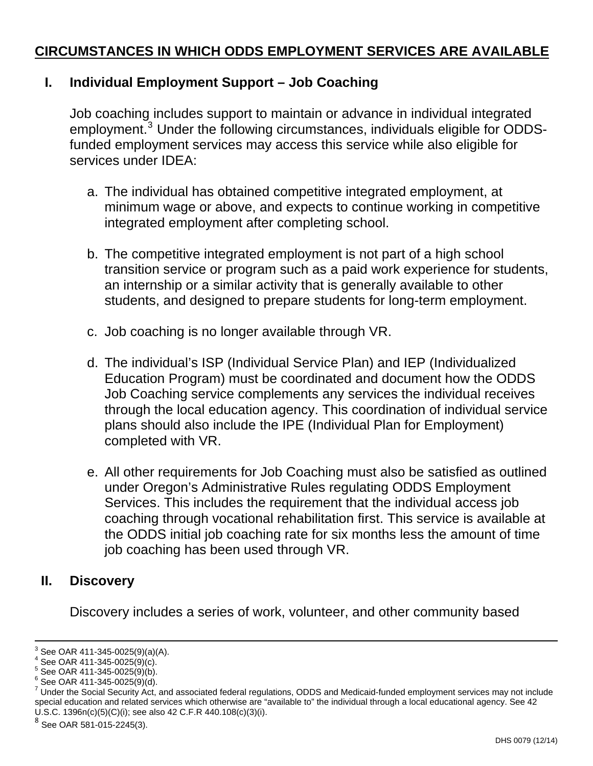## CIRCUMSTANCES IN WHICH ODDS EMPLOYMENT SERVICES ARE AVAILABLE

### I. Individual Employment Support – Job Coaching

Job coaching includes support to maintain or advance in individual integrated employment.[3] Under the following circumstances, individuals eligible for ODDS-funded employment services may access this service while also eligible for services under IDEA:

a. The individual has obtained competitive integrated employment, at minimum wage or above, and expects to continue working in competitive integrated employment after completing school.

b. The competitive integrated employment is not part of a high school transition service or program such as a paid work experience for students, an internship or a similar activity that is generally available to other students, and designed to prepare students for long-term employment.

c. Job coaching is no longer available through VR.

d. The individual's ISP (Individual Service Plan) and IEP (Individualized Education Program) must be coordinated and document how the ODDS Job Coaching service complements any services the individual receives through the local education agency. This coordination of individual service plans should also include the IPE (Individual Plan for Employment) completed with VR.

e. All other requirements for Job Coaching must also be satisfied as outlined under Oregon's Administrative Rules regulating ODDS Employment Services. This includes the requirement that the individual access job coaching through vocational rehabilitation first. This service is available at the ODDS initial job coaching rate for six months less the amount of time job coaching has been used through VR.

### II. Discovery

Discovery includes a series of work, volunteer, and other community based

---

[3] See OAR 411-345-0025(9)(a)(A).
[4] See OAR 411-345-0025(9)(c).
[5] See OAR 411-345-0025(9)(b).
[6] See OAR 411-345-0025(9)(d).
[7] Under the Social Security Act, and associated federal regulations, ODDS and Medicaid-funded employment services may not include special education and related services which otherwise are "available to" the individual through a local educational agency. See 42 U.S.C. 1396n(c)(5)(C)(i); see also 42 C.F.R 440.108(c)(3)(i).
[8] See OAR 581-015-2245(3).

DHS 0079 (12/14)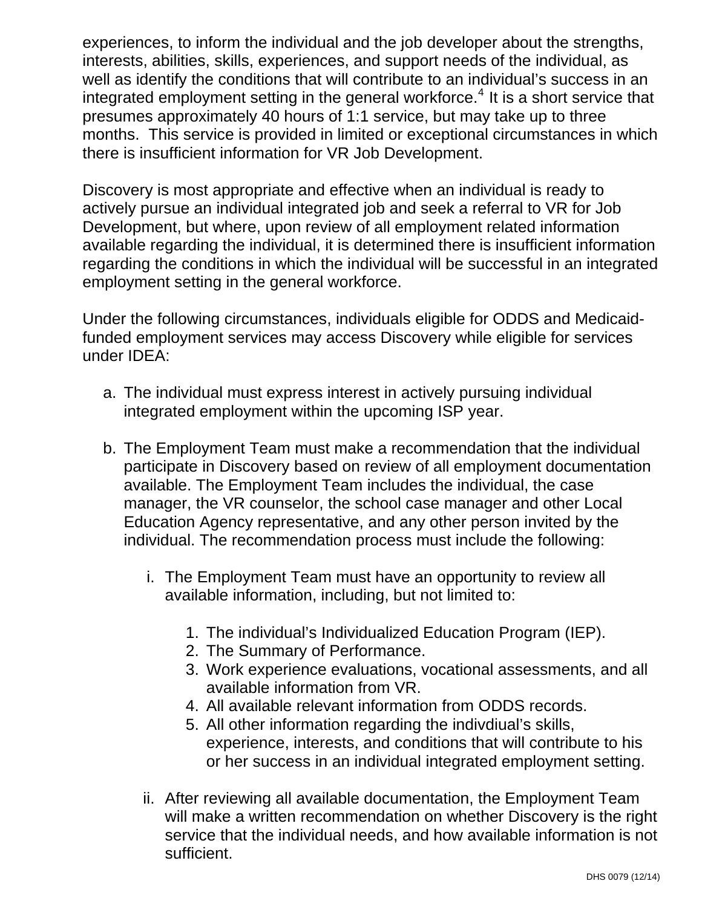experiences, to inform the individual and the job developer about the strengths, interests, abilities, skills, experiences, and support needs of the individual, as well as identify the conditions that will contribute to an individual's success in an integrated employment setting in the general workforce.[4] It is a short service that presumes approximately 40 hours of 1:1 service, but may take up to three months. This service is provided in limited or exceptional circumstances in which there is insufficient information for VR Job Development.

Discovery is most appropriate and effective when an individual is ready to actively pursue an individual integrated job and seek a referral to VR for Job Development, but where, upon review of all employment related information available regarding the individual, it is determined there is insufficient information regarding the conditions in which the individual will be successful in an integrated employment setting in the general workforce.

Under the following circumstances, individuals eligible for ODDS and Medicaid-funded employment services may access Discovery while eligible for services under IDEA:

a. The individual must express interest in actively pursuing individual integrated employment within the upcoming ISP year.

b. The Employment Team must make a recommendation that the individual participate in Discovery based on review of all employment documentation available. The Employment Team includes the individual, the case manager, the VR counselor, the school case manager and other Local Education Agency representative, and any other person invited by the individual. The recommendation process must include the following:

   i. The Employment Team must have an opportunity to review all available information, including, but not limited to:

      1. The individual's Individualized Education Program (IEP).
      2. The Summary of Performance.
      3. Work experience evaluations, vocational assessments, and all available information from VR.
      4. All available relevant information from ODDS records.
      5. All other information regarding the indivdiual's skills, experience, interests, and conditions that will contribute to his or her success in an individual integrated employment setting.

   ii. After reviewing all available documentation, the Employment Team will make a written recommendation on whether Discovery is the right service that the individual needs, and how available information is not sufficient.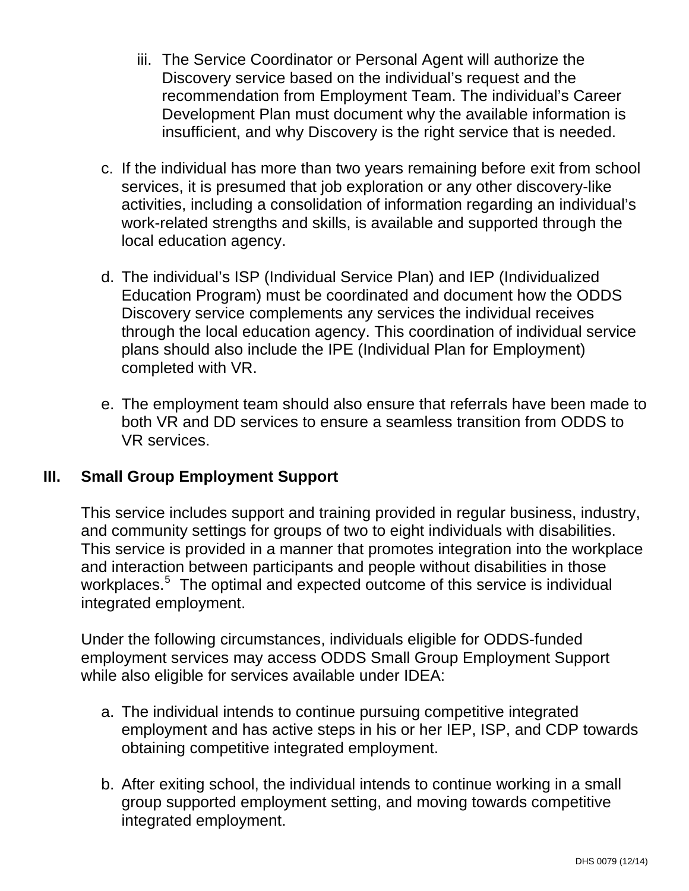iii. The Service Coordinator or Personal Agent will authorize the Discovery service based on the individual's request and the recommendation from Employment Team. The individual's Career Development Plan must document why the available information is insufficient, and why Discovery is the right service that is needed.

c. If the individual has more than two years remaining before exit from school services, it is presumed that job exploration or any other discovery-like activities, including a consolidation of information regarding an individual's work-related strengths and skills, is available and supported through the local education agency.

d. The individual's ISP (Individual Service Plan) and IEP (Individualized Education Program) must be coordinated and document how the ODDS Discovery service complements any services the individual receives through the local education agency. This coordination of individual service plans should also include the IPE (Individual Plan for Employment) completed with VR.

e. The employment team should also ensure that referrals have been made to both VR and DD services to ensure a seamless transition from ODDS to VR services.

## III. Small Group Employment Support

This service includes support and training provided in regular business, industry, and community settings for groups of two to eight individuals with disabilities. This service is provided in a manner that promotes integration into the workplace and interaction between participants and people without disabilities in those workplaces.[5] The optimal and expected outcome of this service is individual integrated employment.

Under the following circumstances, individuals eligible for ODDS-funded employment services may access ODDS Small Group Employment Support while also eligible for services available under IDEA:

a. The individual intends to continue pursuing competitive integrated employment and has active steps in his or her IEP, ISP, and CDP towards obtaining competitive integrated employment.

b. After exiting school, the individual intends to continue working in a small group supported employment setting, and moving towards competitive integrated employment.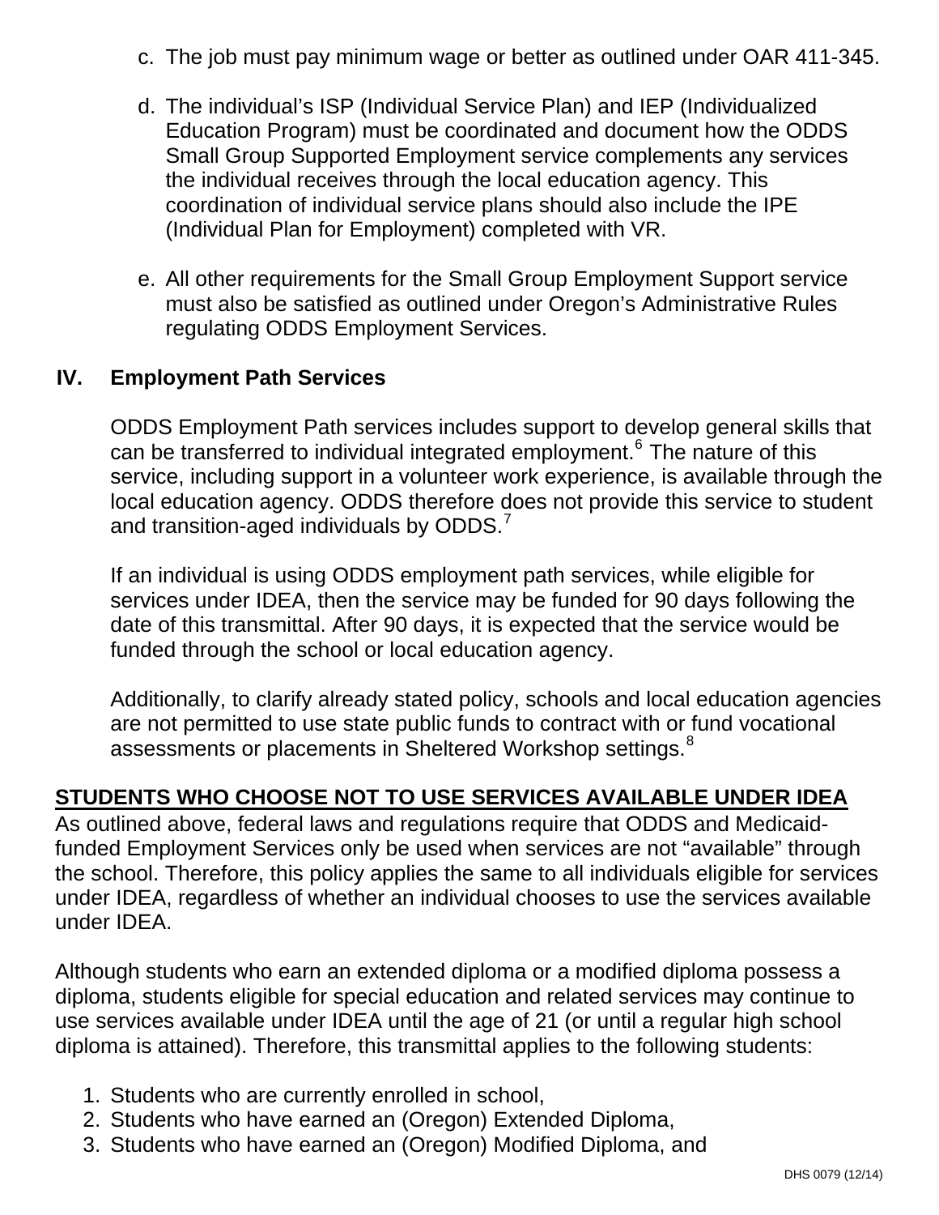c. The job must pay minimum wage or better as outlined under OAR 411-345.

d. The individual's ISP (Individual Service Plan) and IEP (Individualized Education Program) must be coordinated and document how the ODDS Small Group Supported Employment service complements any services the individual receives through the local education agency. This coordination of individual service plans should also include the IPE (Individual Plan for Employment) completed with VR.

e. All other requirements for the Small Group Employment Support service must also be satisfied as outlined under Oregon's Administrative Rules regulating ODDS Employment Services.

## IV. Employment Path Services

ODDS Employment Path services includes support to develop general skills that can be transferred to individual integrated employment.[6] The nature of this service, including support in a volunteer work experience, is available through the local education agency. ODDS therefore does not provide this service to student and transition-aged individuals by ODDS.[7]

If an individual is using ODDS employment path services, while eligible for services under IDEA, then the service may be funded for 90 days following the date of this transmittal. After 90 days, it is expected that the service would be funded through the school or local education agency.

Additionally, to clarify already stated policy, schools and local education agencies are not permitted to use state public funds to contract with or fund vocational assessments or placements in Sheltered Workshop settings.[8]

## STUDENTS WHO CHOOSE NOT TO USE SERVICES AVAILABLE UNDER IDEA

As outlined above, federal laws and regulations require that ODDS and Medicaid-funded Employment Services only be used when services are not "available" through the school. Therefore, this policy applies the same to all individuals eligible for services under IDEA, regardless of whether an individual chooses to use the services available under IDEA.

Although students who earn an extended diploma or a modified diploma possess a diploma, students eligible for special education and related services may continue to use services available under IDEA until the age of 21 (or until a regular high school diploma is attained). Therefore, this transmittal applies to the following students:

1. Students who are currently enrolled in school,
2. Students who have earned an (Oregon) Extended Diploma,
3. Students who have earned an (Oregon) Modified Diploma, and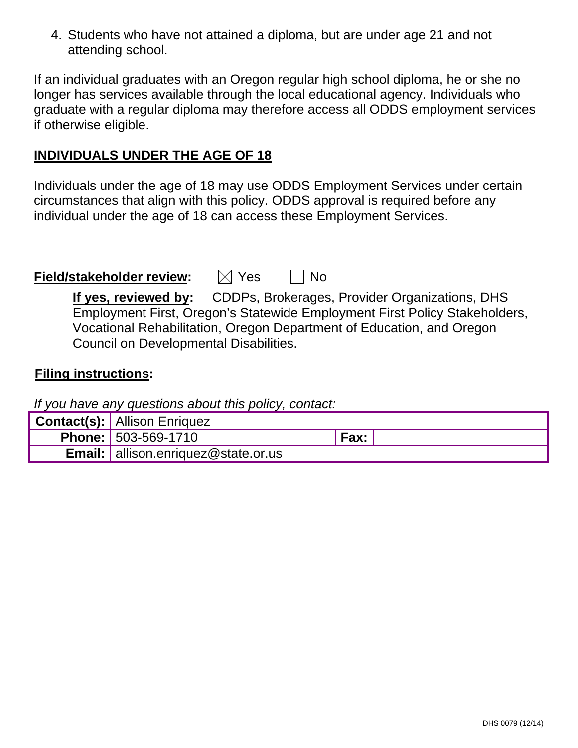4. Students who have not attained a diploma, but are under age 21 and not attending school.

If an individual graduates with an Oregon regular high school diploma, he or she no longer has services available through the local educational agency. Individuals who graduate with a regular diploma may therefore access all ODDS employment services if otherwise eligible.

## INDIVIDUALS UNDER THE AGE OF 18

Individuals under the age of 18 may use ODDS Employment Services under certain circumstances that align with this policy. ODDS approval is required before any individual under the age of 18 can access these Employment Services.

**Field/stakeholder review:** ☒ Yes ☐ No

**If yes, reviewed by:** CDDPs, Brokerages, Provider Organizations, DHS Employment First, Oregon's Statewide Employment First Policy Stakeholders, Vocational Rehabilitation, Oregon Department of Education, and Oregon Council on Developmental Disabilities.

**Filing instructions:**

*If you have any questions about this policy, contact:*

| | | | |
|---|---|---|---|
| **Contact(s):** | Allison Enriquez | | |
| **Phone:** | 503-569-1710 | **Fax:** | |
| **Email:** | allison.enriquez@state.or.us | | |

DHS 0079 (12/14)